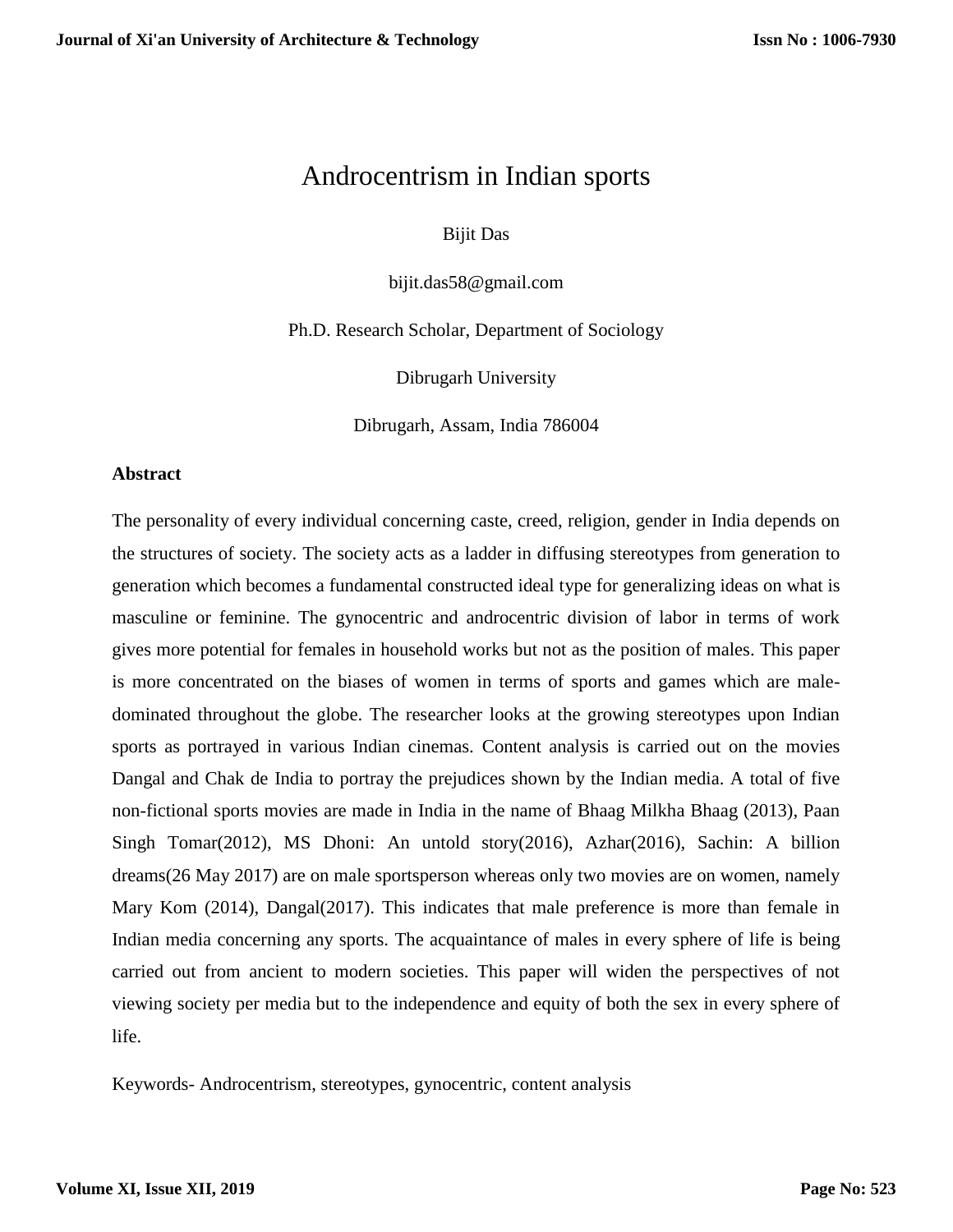# Androcentrism in Indian sports

Bijit Das

bijit.das58@gmail.com

Ph.D. Research Scholar, Department of Sociology

Dibrugarh University

Dibrugarh, Assam, India 786004

**Abstract**

The personality of every individual concerning caste, creed, religion, gender in India depends on the structures of society. The society acts as a ladder in diffusing stereotypes from generation to generation which becomes a fundamental constructed ideal type for generalizing ideas on what is masculine or feminine. The gynocentric and androcentric division of labor in terms of work gives more potential for females in household works but not as the position of males. This paper is more concentrated on the biases of women in terms of sports and games which are male-dominated throughout the globe. The researcher looks at the growing stereotypes upon Indian sports as portrayed in various Indian cinemas. Content analysis is carried out on the movies Dangal and Chak de India to portray the prejudices shown by the Indian media. A total of five non-fictional sports movies are made in India in the name of Bhaag Milkha Bhaag (2013), Paan Singh Tomar(2012), MS Dhoni: An untold story(2016), Azhar(2016), Sachin: A billion dreams(26 May 2017) are on male sportsperson whereas only two movies are on women, namely Mary Kom (2014), Dangal(2017). This indicates that male preference is more than female in Indian media concerning any sports. The acquaintance of males in every sphere of life is being carried out from ancient to modern societies. This paper will widen the perspectives of not viewing society per media but to the independence and equity of both the sex in every sphere of life.

Keywords- Androcentrism, stereotypes, gynocentric, content analysis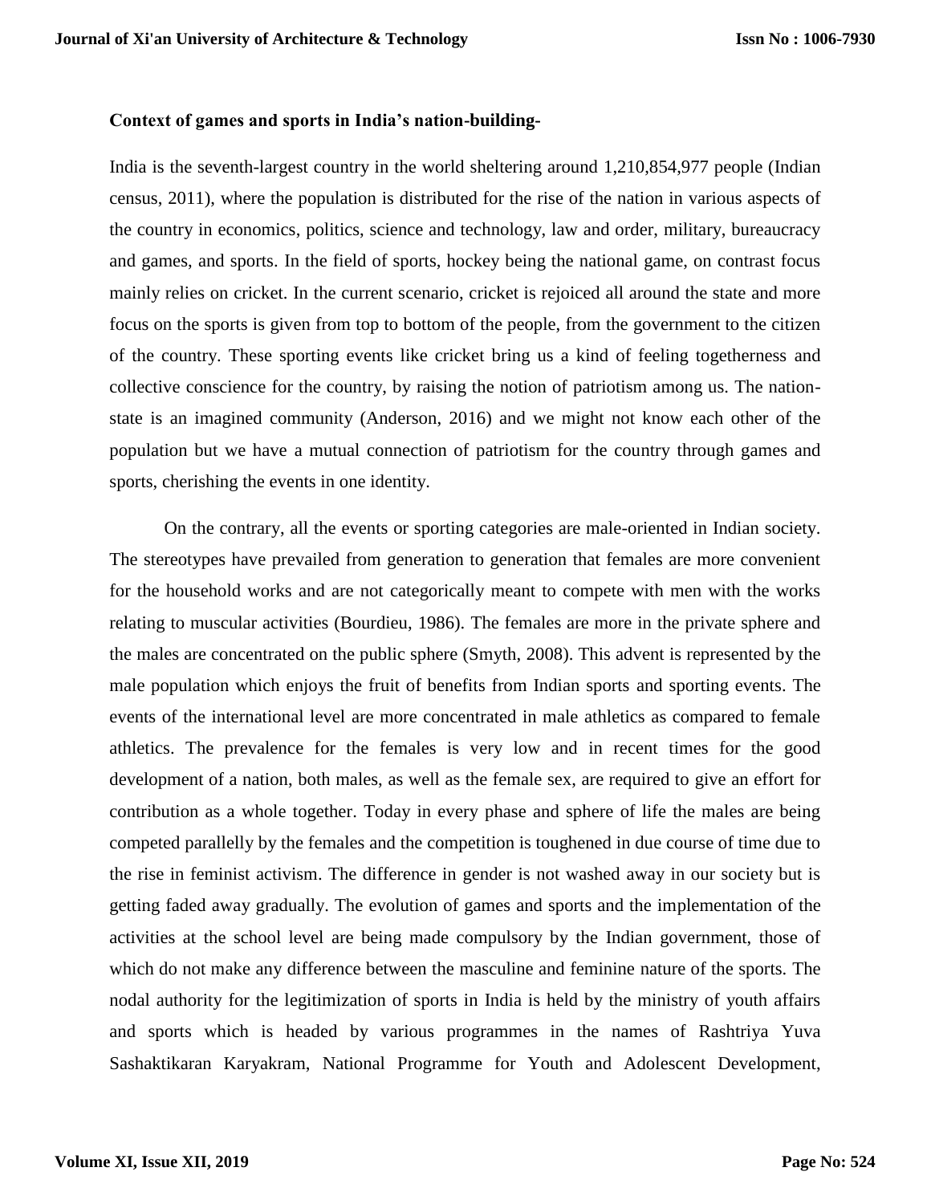**Context of games and sports in India's nation-building-**

India is the seventh-largest country in the world sheltering around 1,210,854,977 people (Indian census, 2011), where the population is distributed for the rise of the nation in various aspects of the country in economics, politics, science and technology, law and order, military, bureaucracy and games, and sports. In the field of sports, hockey being the national game, on contrast focus mainly relies on cricket. In the current scenario, cricket is rejoiced all around the state and more focus on the sports is given from top to bottom of the people, from the government to the citizen of the country. These sporting events like cricket bring us a kind of feeling togetherness and collective conscience for the country, by raising the notion of patriotism among us. The nation-state is an imagined community (Anderson, 2016) and we might not know each other of the population but we have a mutual connection of patriotism for the country through games and sports, cherishing the events in one identity.

On the contrary, all the events or sporting categories are male-oriented in Indian society. The stereotypes have prevailed from generation to generation that females are more convenient for the household works and are not categorically meant to compete with men with the works relating to muscular activities (Bourdieu, 1986). The females are more in the private sphere and the males are concentrated on the public sphere (Smyth, 2008). This advent is represented by the male population which enjoys the fruit of benefits from Indian sports and sporting events. The events of the international level are more concentrated in male athletics as compared to female athletics. The prevalence for the females is very low and in recent times for the good development of a nation, both males, as well as the female sex, are required to give an effort for contribution as a whole together. Today in every phase and sphere of life the males are being competed parallelly by the females and the competition is toughened in due course of time due to the rise in feminist activism. The difference in gender is not washed away in our society but is getting faded away gradually. The evolution of games and sports and the implementation of the activities at the school level are being made compulsory by the Indian government, those of which do not make any difference between the masculine and feminine nature of the sports. The nodal authority for the legitimization of sports in India is held by the ministry of youth affairs and sports which is headed by various programmes in the names of Rashtriya Yuva Sashaktikaran Karyakram, National Programme for Youth and Adolescent Development,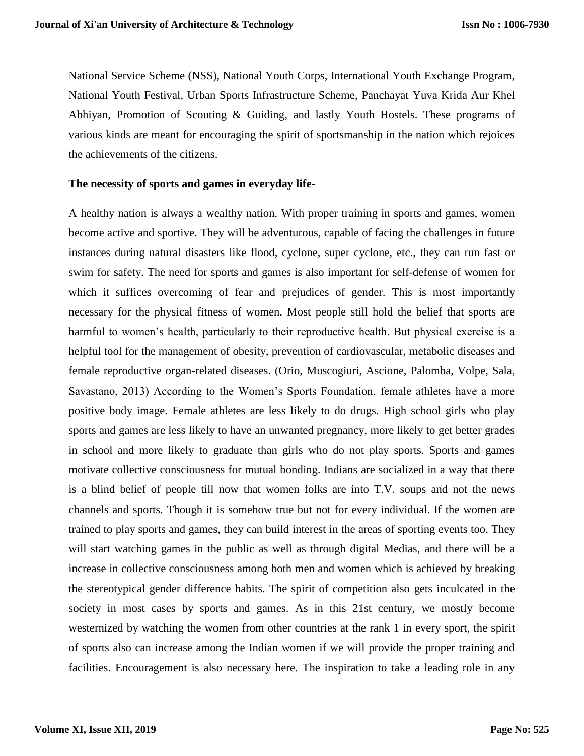National Service Scheme (NSS), National Youth Corps, International Youth Exchange Program, National Youth Festival, Urban Sports Infrastructure Scheme, Panchayat Yuva Krida Aur Khel Abhiyan, Promotion of Scouting & Guiding, and lastly Youth Hostels. These programs of various kinds are meant for encouraging the spirit of sportsmanship in the nation which rejoices the achievements of the citizens.

**The necessity of sports and games in everyday life-**

A healthy nation is always a wealthy nation. With proper training in sports and games, women become active and sportive. They will be adventurous, capable of facing the challenges in future instances during natural disasters like flood, cyclone, super cyclone, etc., they can run fast or swim for safety. The need for sports and games is also important for self-defense of women for which it suffices overcoming of fear and prejudices of gender. This is most importantly necessary for the physical fitness of women. Most people still hold the belief that sports are harmful to women's health, particularly to their reproductive health. But physical exercise is a helpful tool for the management of obesity, prevention of cardiovascular, metabolic diseases and female reproductive organ-related diseases. (Orio, Muscogiuri, Ascione, Palomba, Volpe, Sala, Savastano, 2013) According to the Women's Sports Foundation, female athletes have a more positive body image. Female athletes are less likely to do drugs. High school girls who play sports and games are less likely to have an unwanted pregnancy, more likely to get better grades in school and more likely to graduate than girls who do not play sports. Sports and games motivate collective consciousness for mutual bonding. Indians are socialized in a way that there is a blind belief of people till now that women folks are into T.V. soups and not the news channels and sports. Though it is somehow true but not for every individual. If the women are trained to play sports and games, they can build interest in the areas of sporting events too. They will start watching games in the public as well as through digital Medias, and there will be a increase in collective consciousness among both men and women which is achieved by breaking the stereotypical gender difference habits. The spirit of competition also gets inculcated in the society in most cases by sports and games. As in this 21st century, we mostly become westernized by watching the women from other countries at the rank 1 in every sport, the spirit of sports also can increase among the Indian women if we will provide the proper training and facilities. Encouragement is also necessary here. The inspiration to take a leading role in any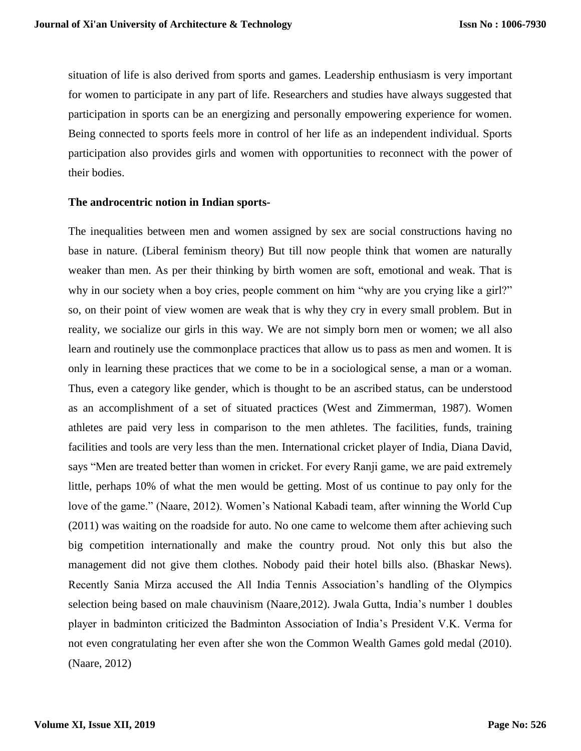situation of life is also derived from sports and games. Leadership enthusiasm is very important for women to participate in any part of life. Researchers and studies have always suggested that participation in sports can be an energizing and personally empowering experience for women. Being connected to sports feels more in control of her life as an independent individual. Sports participation also provides girls and women with opportunities to reconnect with the power of their bodies.

**The androcentric notion in Indian sports-**

The inequalities between men and women assigned by sex are social constructions having no base in nature. (Liberal feminism theory) But till now people think that women are naturally weaker than men. As per their thinking by birth women are soft, emotional and weak. That is why in our society when a boy cries, people comment on him "why are you crying like a girl?" so, on their point of view women are weak that is why they cry in every small problem. But in reality, we socialize our girls in this way. We are not simply born men or women; we all also learn and routinely use the commonplace practices that allow us to pass as men and women. It is only in learning these practices that we come to be in a sociological sense, a man or a woman. Thus, even a category like gender, which is thought to be an ascribed status, can be understood as an accomplishment of a set of situated practices (West and Zimmerman, 1987). Women athletes are paid very less in comparison to the men athletes. The facilities, funds, training facilities and tools are very less than the men. International cricket player of India, Diana David, says "Men are treated better than women in cricket. For every Ranji game, we are paid extremely little, perhaps 10% of what the men would be getting. Most of us continue to pay only for the love of the game." (Naare, 2012). Women's National Kabadi team, after winning the World Cup (2011) was waiting on the roadside for auto. No one came to welcome them after achieving such big competition internationally and make the country proud. Not only this but also the management did not give them clothes. Nobody paid their hotel bills also. (Bhaskar News). Recently Sania Mirza accused the All India Tennis Association's handling of the Olympics selection being based on male chauvinism (Naare,2012). Jwala Gutta, India's number 1 doubles player in badminton criticized the Badminton Association of India's President V.K. Verma for not even congratulating her even after she won the Common Wealth Games gold medal (2010). (Naare, 2012)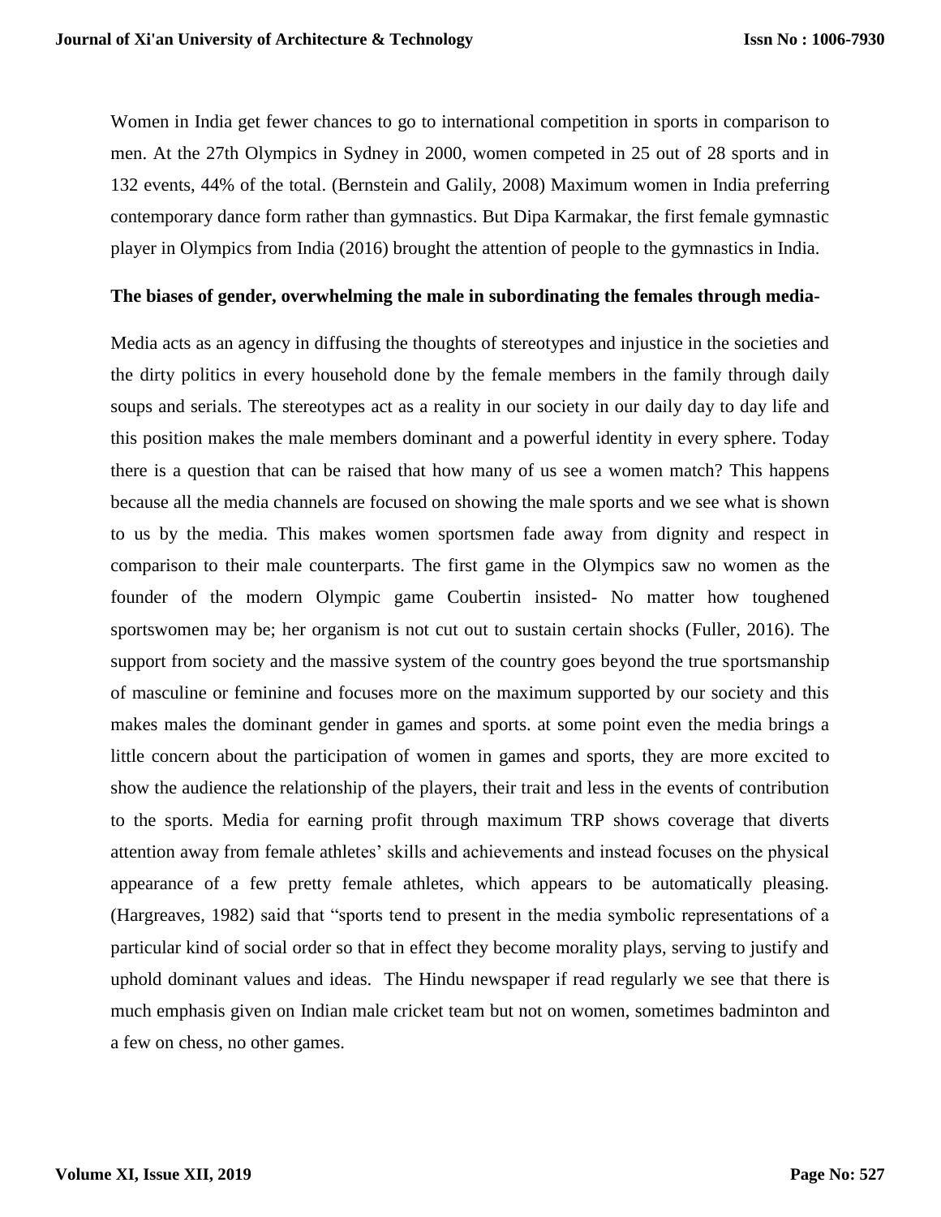Women in India get fewer chances to go to international competition in sports in comparison to men. At the 27th Olympics in Sydney in 2000, women competed in 25 out of 28 sports and in 132 events, 44% of the total. (Bernstein and Galily, 2008) Maximum women in India preferring contemporary dance form rather than gymnastics. But Dipa Karmakar, the first female gymnastic player in Olympics from India (2016) brought the attention of people to the gymnastics in India.

**The biases of gender, overwhelming the male in subordinating the females through media-**

Media acts as an agency in diffusing the thoughts of stereotypes and injustice in the societies and the dirty politics in every household done by the female members in the family through daily soups and serials. The stereotypes act as a reality in our society in our daily day to day life and this position makes the male members dominant and a powerful identity in every sphere. Today there is a question that can be raised that how many of us see a women match? This happens because all the media channels are focused on showing the male sports and we see what is shown to us by the media. This makes women sportsmen fade away from dignity and respect in comparison to their male counterparts. The first game in the Olympics saw no women as the founder of the modern Olympic game Coubertin insisted- No matter how toughened sportswomen may be; her organism is not cut out to sustain certain shocks (Fuller, 2016). The support from society and the massive system of the country goes beyond the true sportsmanship of masculine or feminine and focuses more on the maximum supported by our society and this makes males the dominant gender in games and sports. at some point even the media brings a little concern about the participation of women in games and sports, they are more excited to show the audience the relationship of the players, their trait and less in the events of contribution to the sports. Media for earning profit through maximum TRP shows coverage that diverts attention away from female athletes' skills and achievements and instead focuses on the physical appearance of a few pretty female athletes, which appears to be automatically pleasing. (Hargreaves, 1982) said that "sports tend to present in the media symbolic representations of a particular kind of social order so that in effect they become morality plays, serving to justify and uphold dominant values and ideas. The Hindu newspaper if read regularly we see that there is much emphasis given on Indian male cricket team but not on women, sometimes badminton and a few on chess, no other games.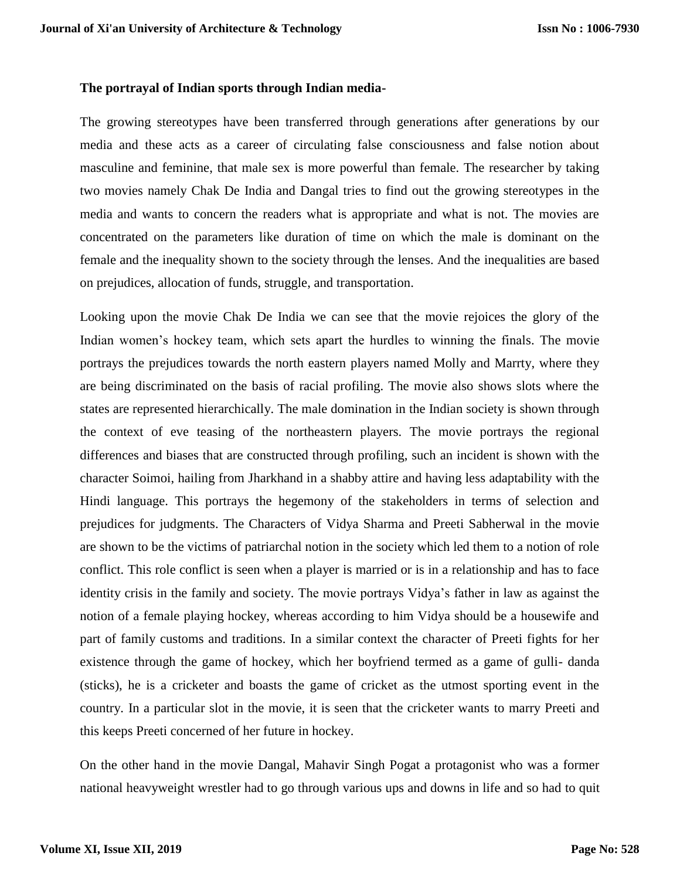**The portrayal of Indian sports through Indian media-**

The growing stereotypes have been transferred through generations after generations by our media and these acts as a career of circulating false consciousness and false notion about masculine and feminine, that male sex is more powerful than female. The researcher by taking two movies namely Chak De India and Dangal tries to find out the growing stereotypes in the media and wants to concern the readers what is appropriate and what is not. The movies are concentrated on the parameters like duration of time on which the male is dominant on the female and the inequality shown to the society through the lenses. And the inequalities are based on prejudices, allocation of funds, struggle, and transportation.

Looking upon the movie Chak De India we can see that the movie rejoices the glory of the Indian women's hockey team, which sets apart the hurdles to winning the finals. The movie portrays the prejudices towards the north eastern players named Molly and Marrty, where they are being discriminated on the basis of racial profiling. The movie also shows slots where the states are represented hierarchically. The male domination in the Indian society is shown through the context of eve teasing of the northeastern players. The movie portrays the regional differences and biases that are constructed through profiling, such an incident is shown with the character Soimoi, hailing from Jharkhand in a shabby attire and having less adaptability with the Hindi language. This portrays the hegemony of the stakeholders in terms of selection and prejudices for judgments. The Characters of Vidya Sharma and Preeti Sabherwal in the movie are shown to be the victims of patriarchal notion in the society which led them to a notion of role conflict. This role conflict is seen when a player is married or is in a relationship and has to face identity crisis in the family and society. The movie portrays Vidya's father in law as against the notion of a female playing hockey, whereas according to him Vidya should be a housewife and part of family customs and traditions. In a similar context the character of Preeti fights for her existence through the game of hockey, which her boyfriend termed as a game of gulli- danda (sticks), he is a cricketer and boasts the game of cricket as the utmost sporting event in the country. In a particular slot in the movie, it is seen that the cricketer wants to marry Preeti and this keeps Preeti concerned of her future in hockey.

On the other hand in the movie Dangal, Mahavir Singh Pogat a protagonist who was a former national heavyweight wrestler had to go through various ups and downs in life and so had to quit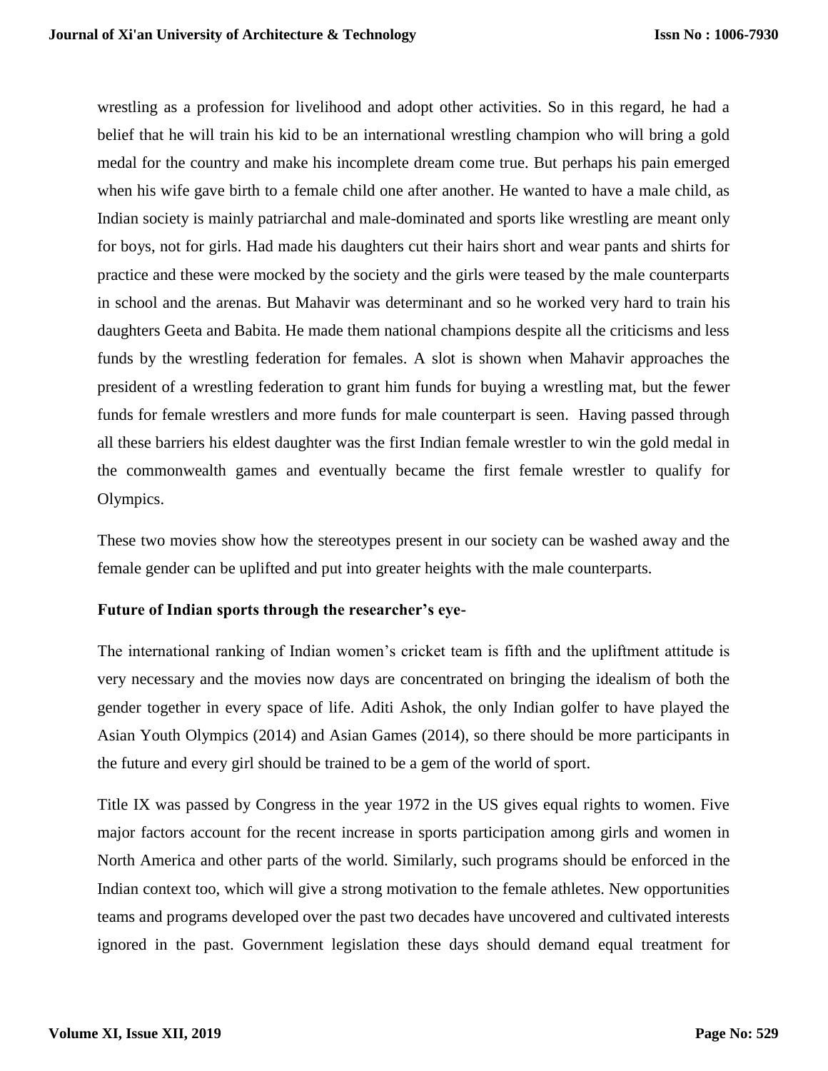wrestling as a profession for livelihood and adopt other activities. So in this regard, he had a belief that he will train his kid to be an international wrestling champion who will bring a gold medal for the country and make his incomplete dream come true. But perhaps his pain emerged when his wife gave birth to a female child one after another. He wanted to have a male child, as Indian society is mainly patriarchal and male-dominated and sports like wrestling are meant only for boys, not for girls. Had made his daughters cut their hairs short and wear pants and shirts for practice and these were mocked by the society and the girls were teased by the male counterparts in school and the arenas. But Mahavir was determinant and so he worked very hard to train his daughters Geeta and Babita. He made them national champions despite all the criticisms and less funds by the wrestling federation for females. A slot is shown when Mahavir approaches the president of a wrestling federation to grant him funds for buying a wrestling mat, but the fewer funds for female wrestlers and more funds for male counterpart is seen. Having passed through all these barriers his eldest daughter was the first Indian female wrestler to win the gold medal in the commonwealth games and eventually became the first female wrestler to qualify for Olympics.

These two movies show how the stereotypes present in our society can be washed away and the female gender can be uplifted and put into greater heights with the male counterparts.

**Future of Indian sports through the researcher's eye-**

The international ranking of Indian women's cricket team is fifth and the upliftment attitude is very necessary and the movies now days are concentrated on bringing the idealism of both the gender together in every space of life. Aditi Ashok, the only Indian golfer to have played the Asian Youth Olympics (2014) and Asian Games (2014), so there should be more participants in the future and every girl should be trained to be a gem of the world of sport.

Title IX was passed by Congress in the year 1972 in the US gives equal rights to women. Five major factors account for the recent increase in sports participation among girls and women in North America and other parts of the world. Similarly, such programs should be enforced in the Indian context too, which will give a strong motivation to the female athletes. New opportunities teams and programs developed over the past two decades have uncovered and cultivated interests ignored in the past. Government legislation these days should demand equal treatment for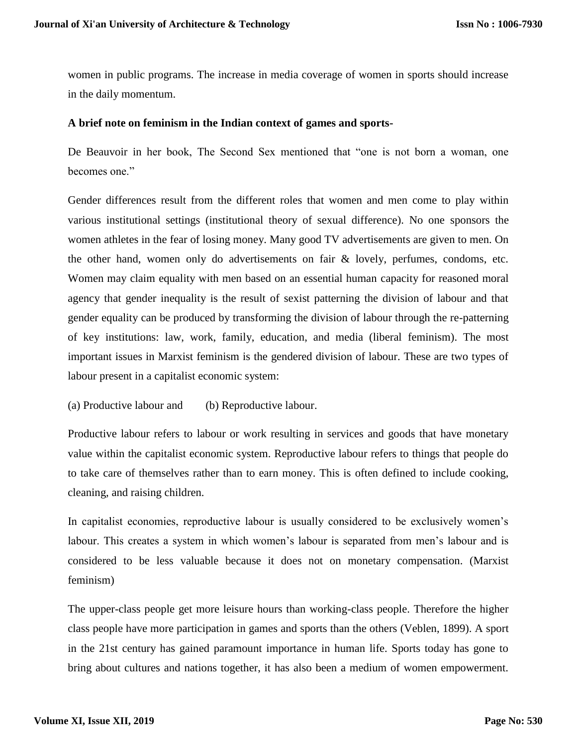women in public programs. The increase in media coverage of women in sports should increase in the daily momentum.

**A brief note on feminism in the Indian context of games and sports-**

De Beauvoir in her book, The Second Sex mentioned that "one is not born a woman, one becomes one."

Gender differences result from the different roles that women and men come to play within various institutional settings (institutional theory of sexual difference). No one sponsors the women athletes in the fear of losing money. Many good TV advertisements are given to men. On the other hand, women only do advertisements on fair & lovely, perfumes, condoms, etc. Women may claim equality with men based on an essential human capacity for reasoned moral agency that gender inequality is the result of sexist patterning the division of labour and that gender equality can be produced by transforming the division of labour through the re-patterning of key institutions: law, work, family, education, and media (liberal feminism). The most important issues in Marxist feminism is the gendered division of labour. These are two types of labour present in a capitalist economic system:

(a) Productive labour and (b) Reproductive labour.

Productive labour refers to labour or work resulting in services and goods that have monetary value within the capitalist economic system. Reproductive labour refers to things that people do to take care of themselves rather than to earn money. This is often defined to include cooking, cleaning, and raising children.

In capitalist economies, reproductive labour is usually considered to be exclusively women's labour. This creates a system in which women's labour is separated from men's labour and is considered to be less valuable because it does not on monetary compensation. (Marxist feminism)

The upper-class people get more leisure hours than working-class people. Therefore the higher class people have more participation in games and sports than the others (Veblen, 1899). A sport in the 21st century has gained paramount importance in human life. Sports today has gone to bring about cultures and nations together, it has also been a medium of women empowerment.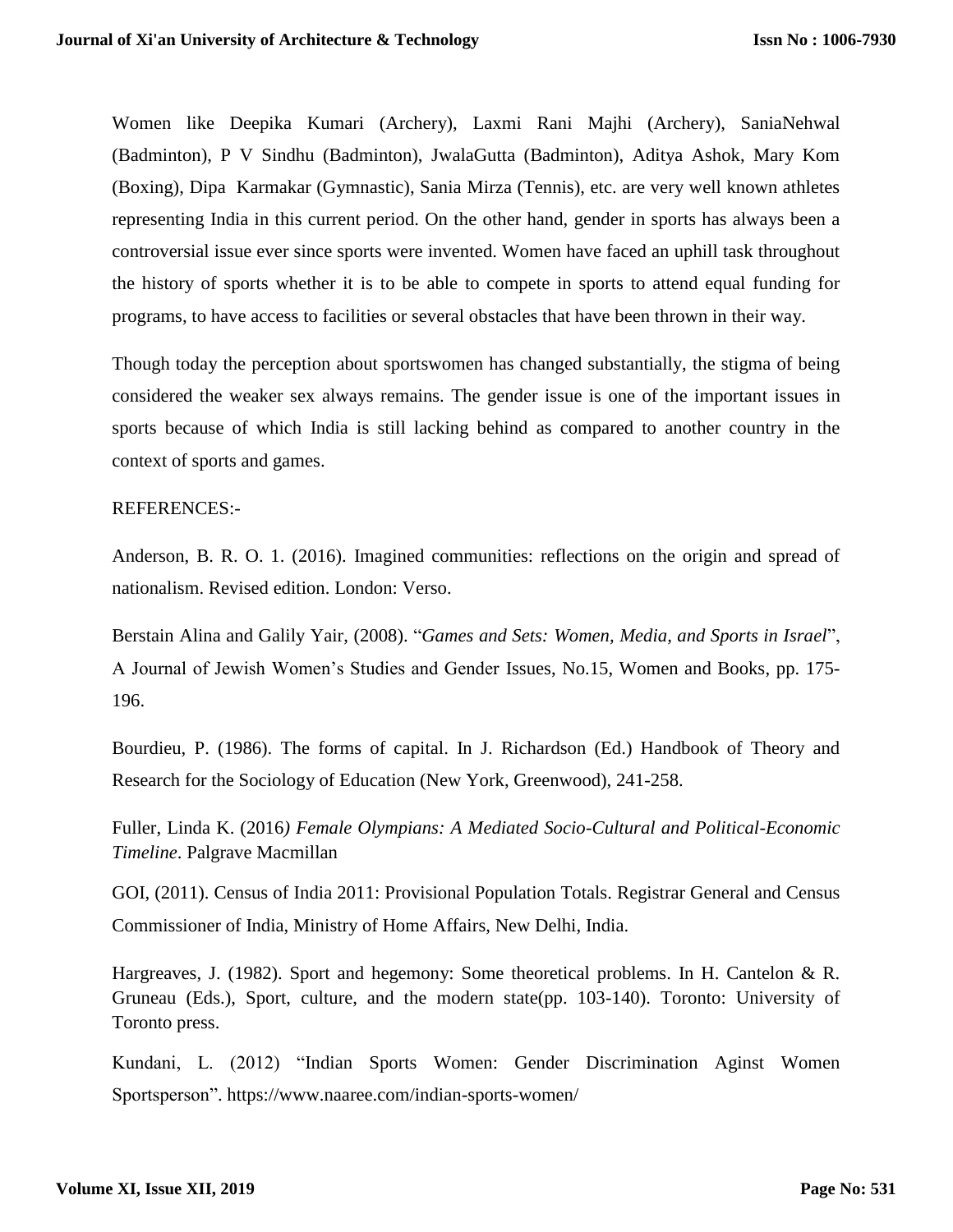Women like Deepika Kumari (Archery), Laxmi Rani Majhi (Archery), SaniaNehwal (Badminton), P V Sindhu (Badminton), JwalaGutta (Badminton), Aditya Ashok, Mary Kom (Boxing), Dipa Karmakar (Gymnastic), Sania Mirza (Tennis), etc. are very well known athletes representing India in this current period. On the other hand, gender in sports has always been a controversial issue ever since sports were invented. Women have faced an uphill task throughout the history of sports whether it is to be able to compete in sports to attend equal funding for programs, to have access to facilities or several obstacles that have been thrown in their way.

Though today the perception about sportswomen has changed substantially, the stigma of being considered the weaker sex always remains. The gender issue is one of the important issues in sports because of which India is still lacking behind as compared to another country in the context of sports and games.

REFERENCES:-

Anderson, B. R. O. 1. (2016). Imagined communities: reflections on the origin and spread of nationalism. Revised edition. London: Verso.

Berstain Alina and Galily Yair, (2008). "*Games and Sets: Women, Media, and Sports in Israel*", A Journal of Jewish Women's Studies and Gender Issues, No.15, Women and Books, pp. 175-196.

Bourdieu, P. (1986). The forms of capital. In J. Richardson (Ed.) Handbook of Theory and Research for the Sociology of Education (New York, Greenwood), 241-258.

Fuller, Linda K. (2016*) Female Olympians: A Mediated Socio-Cultural and Political-Economic Timeline*. Palgrave Macmillan

GOI, (2011). Census of India 2011: Provisional Population Totals. Registrar General and Census Commissioner of India, Ministry of Home Affairs, New Delhi, India.

Hargreaves, J. (1982). Sport and hegemony: Some theoretical problems. In H. Cantelon & R. Gruneau (Eds.), Sport, culture, and the modern state(pp. 103-140). Toronto: University of Toronto press.

Kundani, L. (2012) "Indian Sports Women: Gender Discrimination Aginst Women Sportsperson". https://www.naaree.com/indian-sports-women/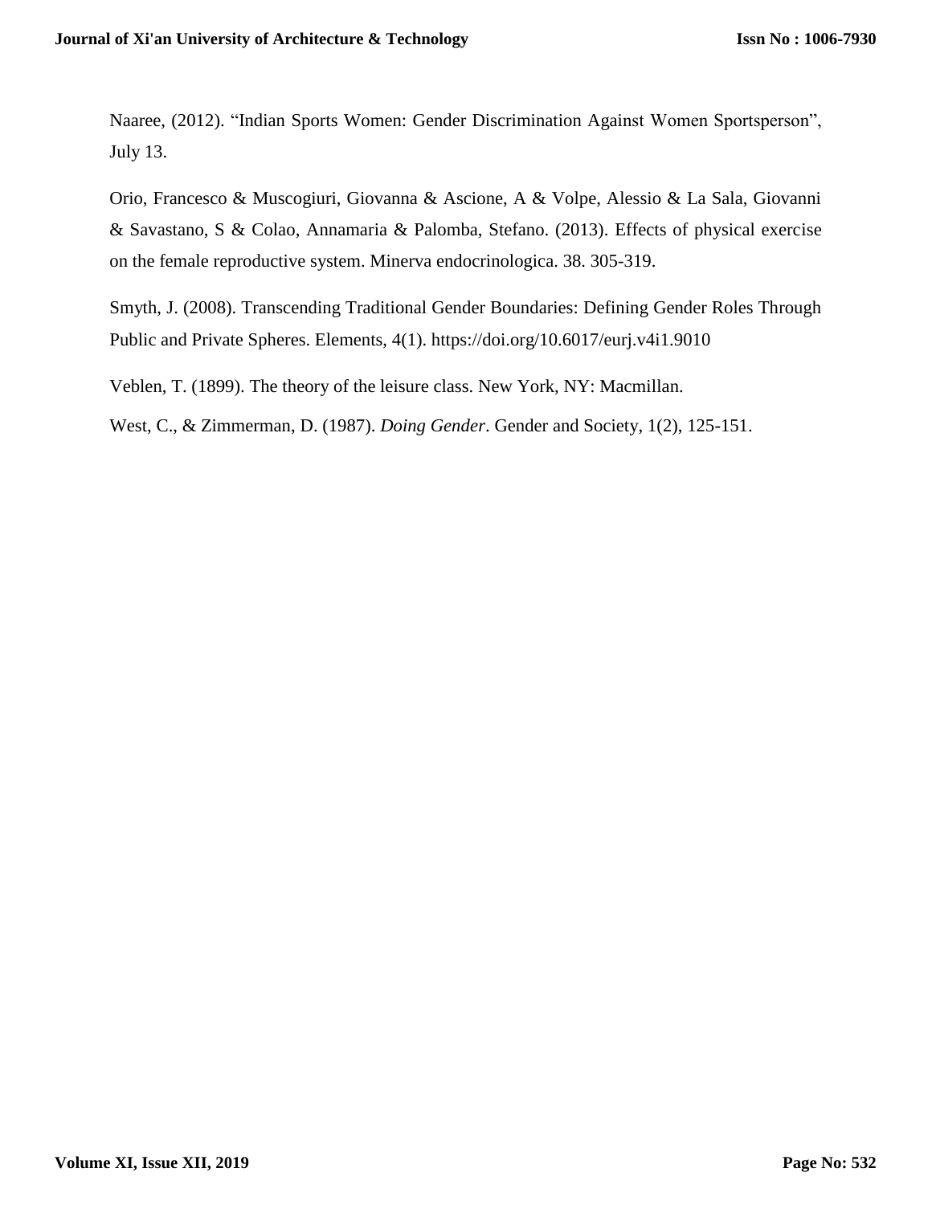Naaree, (2012). “Indian Sports Women: Gender Discrimination Against Women Sportsperson”, July 13.

Orio, Francesco & Muscogiuri, Giovanna & Ascione, A & Volpe, Alessio & La Sala, Giovanni & Savastano, S & Colao, Annamaria & Palomba, Stefano. (2013). Effects of physical exercise on the female reproductive system. Minerva endocrinologica. 38. 305-319.

Smyth, J. (2008). Transcending Traditional Gender Boundaries: Defining Gender Roles Through Public and Private Spheres. Elements, 4(1). https://doi.org/10.6017/eurj.v4i1.9010

Veblen, T. (1899). The theory of the leisure class. New York, NY: Macmillan.

West, C., & Zimmerman, D. (1987). *Doing Gender*. Gender and Society, 1(2), 125-151.